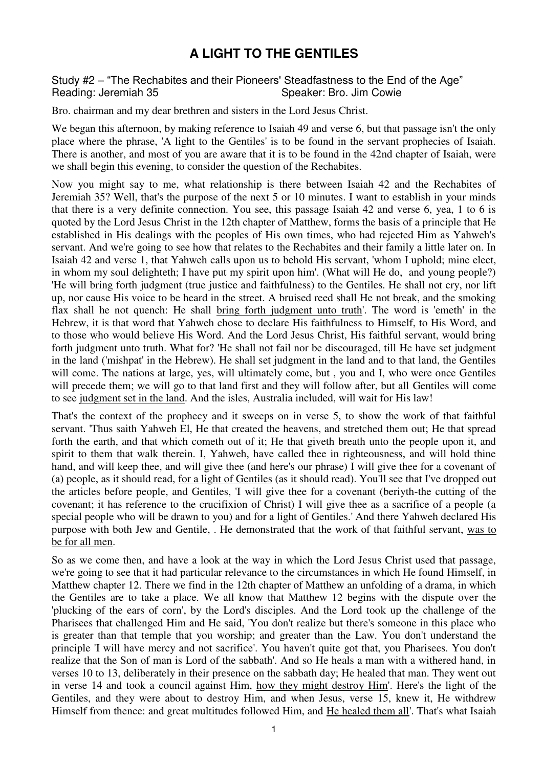# A LIGHT TO THE GENTILES

Study #2 – "The Rechabites and their Pioneers' Steadfastness to the End of the Age"
Reading: Jeremiah 35 Speaker: Bro. Jim Cowie

Bro. chairman and my dear brethren and sisters in the Lord Jesus Christ.

We began this afternoon, by making reference to Isaiah 49 and verse 6, but that passage isn't the only place where the phrase, 'A light to the Gentiles' is to be found in the servant prophecies of Isaiah. There is another, and most of you are aware that it is to be found in the 42nd chapter of Isaiah, were we shall begin this evening, to consider the question of the Rechabites.

Now you might say to me, what relationship is there between Isaiah 42 and the Rechabites of Jeremiah 35? Well, that's the purpose of the next 5 or 10 minutes. I want to establish in your minds that there is a very definite connection. You see, this passage Isaiah 42 and verse 6, yea, 1 to 6 is quoted by the Lord Jesus Christ in the 12th chapter of Matthew, forms the basis of a principle that He established in His dealings with the peoples of His own times, who had rejected Him as Yahweh's servant. And we're going to see how that relates to the Rechabites and their family a little later on. In Isaiah 42 and verse 1, that Yahweh calls upon us to behold His servant, 'whom I uphold; mine elect, in whom my soul delighteth; I have put my spirit upon him'. (What will He do, and young people?) 'He will bring forth judgment (true justice and faithfulness) to the Gentiles. He shall not cry, nor lift up, nor cause His voice to be heard in the street. A bruised reed shall He not break, and the smoking flax shall he not quench: He shall <u>bring forth judgment unto truth</u>'. The word is 'emeth' in the Hebrew, it is that word that Yahweh chose to declare His faithfulness to Himself, to His Word, and to those who would believe His Word. And the Lord Jesus Christ, His faithful servant, would bring forth judgment unto truth. What for? 'He shall not fail nor be discouraged, till He have set judgment in the land ('mishpat' in the Hebrew). He shall set judgment in the land and to that land, the Gentiles will come. The nations at large, yes, will ultimately come, but , you and I, who were once Gentiles will precede them; we will go to that land first and they will follow after, but all Gentiles will come to see <u>judgment set in the land</u>. And the isles, Australia included, will wait for His law!

That's the context of the prophecy and it sweeps on in verse 5, to show the work of that faithful servant. 'Thus saith Yahweh El, He that created the heavens, and stretched them out; He that spread forth the earth, and that which cometh out of it; He that giveth breath unto the people upon it, and spirit to them that walk therein. I, Yahweh, have called thee in righteousness, and will hold thine hand, and will keep thee, and will give thee (and here's our phrase) I will give thee for a covenant of (a) people, as it should read, <u>for a light of Gentiles</u> (as it should read). You'll see that I've dropped out the articles before people, and Gentiles, 'I will give thee for a covenant (beriyth-the cutting of the covenant; it has reference to the crucifixion of Christ) I will give thee as a sacrifice of a people (a special people who will be drawn to you) and for a light of Gentiles.' And there Yahweh declared His purpose with both Jew and Gentile, . He demonstrated that the work of that faithful servant, <u>was to be for all men</u>.

So as we come then, and have a look at the way in which the Lord Jesus Christ used that passage, we're going to see that it had particular relevance to the circumstances in which He found Himself, in Matthew chapter 12. There we find in the 12th chapter of Matthew an unfolding of a drama, in which the Gentiles are to take a place. We all know that Matthew 12 begins with the dispute over the 'plucking of the ears of corn', by the Lord's disciples. And the Lord took up the challenge of the Pharisees that challenged Him and He said, 'You don't realize but there's someone in this place who is greater than that temple that you worship; and greater than the Law. You don't understand the principle 'I will have mercy and not sacrifice'. You haven't quite got that, you Pharisees. You don't realize that the Son of man is Lord of the sabbath'. And so He heals a man with a withered hand, in verses 10 to 13, deliberately in their presence on the sabbath day; He healed that man. They went out in verse 14 and took a council against Him, <u>how they might destroy Him</u>'. Here's the light of the Gentiles, and they were about to destroy Him, and when Jesus, verse 15, knew it, He withdrew Himself from thence: and great multitudes followed Him, and <u>He healed them all</u>'. That's what Isaiah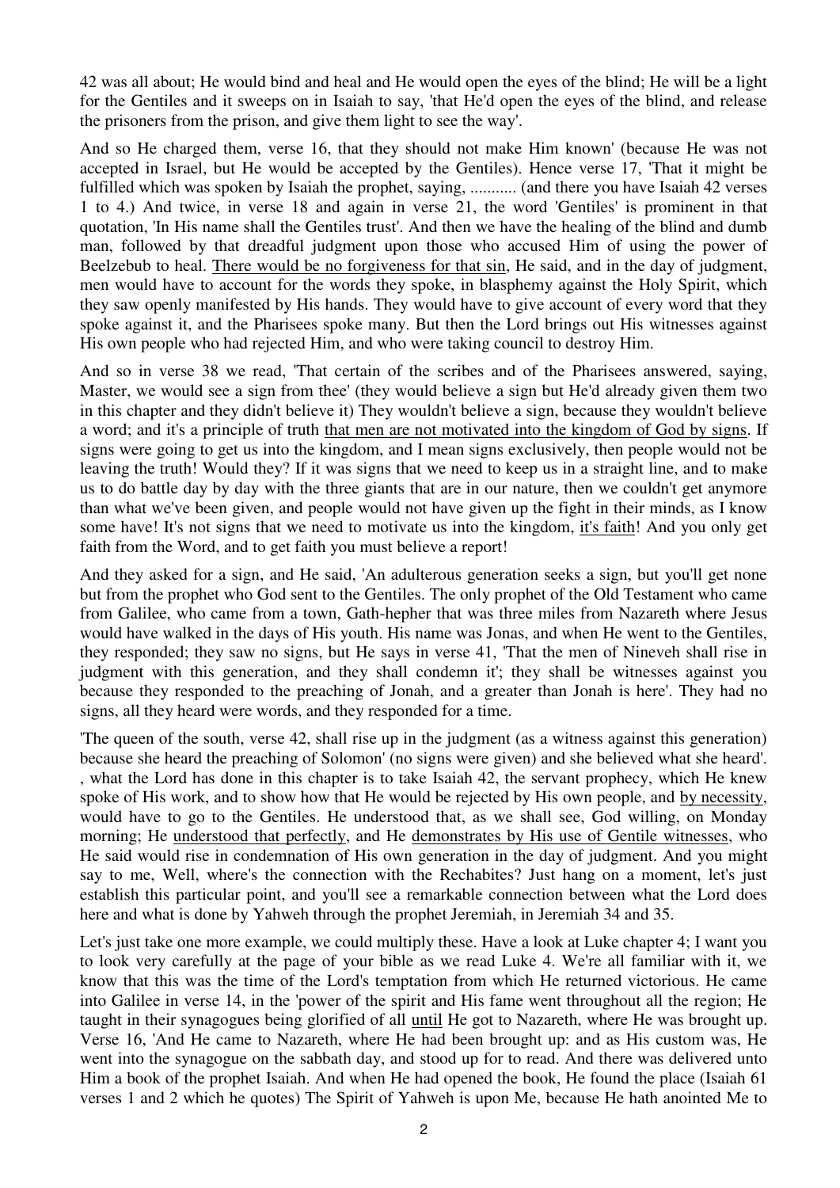42 was all about; He would bind and heal and He would open the eyes of the blind; He will be a light for the Gentiles and it sweeps on in Isaiah to say, 'that He'd open the eyes of the blind, and release the prisoners from the prison, and give them light to see the way'.

And so He charged them, verse 16, that they should not make Him known' (because He was not accepted in Israel, but He would be accepted by the Gentiles). Hence verse 17, 'That it might be fulfilled which was spoken by Isaiah the prophet, saying, ........... (and there you have Isaiah 42 verses 1 to 4.) And twice, in verse 18 and again in verse 21, the word 'Gentiles' is prominent in that quotation, 'In His name shall the Gentiles trust'. And then we have the healing of the blind and dumb man, followed by that dreadful judgment upon those who accused Him of using the power of Beelzebub to heal. <u>There would be no forgiveness for that sin</u>, He said, and in the day of judgment, men would have to account for the words they spoke, in blasphemy against the Holy Spirit, which they saw openly manifested by His hands. They would have to give account of every word that they spoke against it, and the Pharisees spoke many. But then the Lord brings out His witnesses against His own people who had rejected Him, and who were taking council to destroy Him.

And so in verse 38 we read, 'That certain of the scribes and of the Pharisees answered, saying, Master, we would see a sign from thee' (they would believe a sign but He'd already given them two in this chapter and they didn't believe it) They wouldn't believe a sign, because they wouldn't believe a word; and it's a principle of truth <u>that men are not motivated into the kingdom of God by signs</u>. If signs were going to get us into the kingdom, and I mean signs exclusively, then people would not be leaving the truth! Would they? If it was signs that we need to keep us in a straight line, and to make us to do battle day by day with the three giants that are in our nature, then we couldn't get anymore than what we've been given, and people would not have given up the fight in their minds, as I know some have! It's not signs that we need to motivate us into the kingdom, <u>it's faith</u>! And you only get faith from the Word, and to get faith you must believe a report!

And they asked for a sign, and He said, 'An adulterous generation seeks a sign, but you'll get none but from the prophet who God sent to the Gentiles. The only prophet of the Old Testament who came from Galilee, who came from a town, Gath-hepher that was three miles from Nazareth where Jesus would have walked in the days of His youth. His name was Jonas, and when He went to the Gentiles, they responded; they saw no signs, but He says in verse 41, 'That the men of Nineveh shall rise in judgment with this generation, and they shall condemn it'; they shall be witnesses against you because they responded to the preaching of Jonah, and a greater than Jonah is here'. They had no signs, all they heard were words, and they responded for a time.

'The queen of the south, verse 42, shall rise up in the judgment (as a witness against this generation) because she heard the preaching of Solomon' (no signs were given) and she believed what she heard'. , what the Lord has done in this chapter is to take Isaiah 42, the servant prophecy, which He knew spoke of His work, and to show how that He would be rejected by His own people, and <u>by necessity</u>, would have to go to the Gentiles. He understood that, as we shall see, God willing, on Monday morning; He <u>understood that perfectly</u>, and He <u>demonstrates by His use of Gentile witnesses</u>, who He said would rise in condemnation of His own generation in the day of judgment. And you might say to me, Well, where's the connection with the Rechabites? Just hang on a moment, let's just establish this particular point, and you'll see a remarkable connection between what the Lord does here and what is done by Yahweh through the prophet Jeremiah, in Jeremiah 34 and 35.

Let's just take one more example, we could multiply these. Have a look at Luke chapter 4; I want you to look very carefully at the page of your bible as we read Luke 4. We're all familiar with it, we know that this was the time of the Lord's temptation from which He returned victorious. He came into Galilee in verse 14, in the 'power of the spirit and His fame went throughout all the region; He taught in their synagogues being glorified of all <u>until</u> He got to Nazareth, where He was brought up. Verse 16, 'And He came to Nazareth, where He had been brought up: and as His custom was, He went into the synagogue on the sabbath day, and stood up for to read. And there was delivered unto Him a book of the prophet Isaiah. And when He had opened the book, He found the place (Isaiah 61 verses 1 and 2 which he quotes) The Spirit of Yahweh is upon Me, because He hath anointed Me to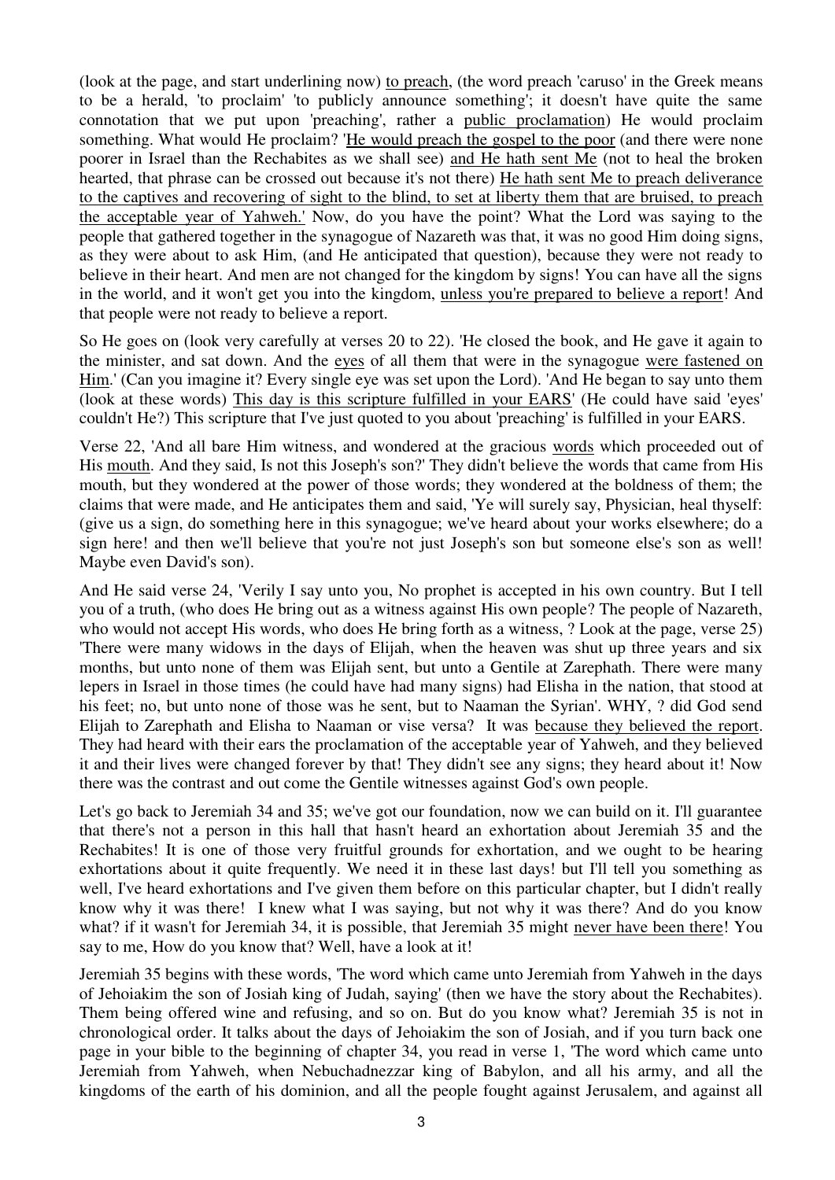(look at the page, and start underlining now) <u>to preach</u>, (the word preach 'caruso' in the Greek means to be a herald, 'to proclaim' 'to publicly announce something'; it doesn't have quite the same connotation that we put upon 'preaching', rather a <u>public proclamation</u>) He would proclaim something. What would He proclaim? '<u>He would preach the gospel to the poor</u> (and there were none poorer in Israel than the Rechabites as we shall see) <u>and He hath sent Me</u> (not to heal the broken hearted, that phrase can be crossed out because it's not there) <u>He hath sent Me to preach deliverance to the captives and recovering of sight to the blind, to set at liberty them that are bruised, to preach the acceptable year of Yahweh.'</u> Now, do you have the point? What the Lord was saying to the people that gathered together in the synagogue of Nazareth was that, it was no good Him doing signs, as they were about to ask Him, (and He anticipated that question), because they were not ready to believe in their heart. And men are not changed for the kingdom by signs! You can have all the signs in the world, and it won't get you into the kingdom, <u>unless you're prepared to believe a report</u>! And that people were not ready to believe a report.

So He goes on (look very carefully at verses 20 to 22). 'He closed the book, and He gave it again to the minister, and sat down. And the <u>eyes</u> of all them that were in the synagogue <u>were fastened on Him</u>.' (Can you imagine it? Every single eye was set upon the Lord). 'And He began to say unto them (look at these words) <u>This day is this scripture fulfilled in your EARS</u>' (He could have said 'eyes' couldn't He?) This scripture that I've just quoted to you about 'preaching' is fulfilled in your EARS.

Verse 22, 'And all bare Him witness, and wondered at the gracious <u>words</u> which proceeded out of His <u>mouth</u>. And they said, Is not this Joseph's son?' They didn't believe the words that came from His mouth, but they wondered at the power of those words; they wondered at the boldness of them; the claims that were made, and He anticipates them and said, 'Ye will surely say, Physician, heal thyself: (give us a sign, do something here in this synagogue; we've heard about your works elsewhere; do a sign here! and then we'll believe that you're not just Joseph's son but someone else's son as well! Maybe even David's son).

And He said verse 24, 'Verily I say unto you, No prophet is accepted in his own country. But I tell you of a truth, (who does He bring out as a witness against His own people? The people of Nazareth, who would not accept His words, who does He bring forth as a witness, ? Look at the page, verse 25) 'There were many widows in the days of Elijah, when the heaven was shut up three years and six months, but unto none of them was Elijah sent, but unto a Gentile at Zarephath. There were many lepers in Israel in those times (he could have had many signs) had Elisha in the nation, that stood at his feet; no, but unto none of those was he sent, but to Naaman the Syrian'. WHY, ? did God send Elijah to Zarephath and Elisha to Naaman or vise versa? It was <u>because they believed the report</u>. They had heard with their ears the proclamation of the acceptable year of Yahweh, and they believed it and their lives were changed forever by that! They didn't see any signs; they heard about it! Now there was the contrast and out come the Gentile witnesses against God's own people.

Let's go back to Jeremiah 34 and 35; we've got our foundation, now we can build on it. I'll guarantee that there's not a person in this hall that hasn't heard an exhortation about Jeremiah 35 and the Rechabites! It is one of those very fruitful grounds for exhortation, and we ought to be hearing exhortations about it quite frequently. We need it in these last days! but I'll tell you something as well, I've heard exhortations and I've given them before on this particular chapter, but I didn't really know why it was there! I knew what I was saying, but not why it was there? And do you know what? if it wasn't for Jeremiah 34, it is possible, that Jeremiah 35 might <u>never have been there</u>! You say to me, How do you know that? Well, have a look at it!

Jeremiah 35 begins with these words, 'The word which came unto Jeremiah from Yahweh in the days of Jehoiakim the son of Josiah king of Judah, saying' (then we have the story about the Rechabites). Them being offered wine and refusing, and so on. But do you know what? Jeremiah 35 is not in chronological order. It talks about the days of Jehoiakim the son of Josiah, and if you turn back one page in your bible to the beginning of chapter 34, you read in verse 1, 'The word which came unto Jeremiah from Yahweh, when Nebuchadnezzar king of Babylon, and all his army, and all the kingdoms of the earth of his dominion, and all the people fought against Jerusalem, and against all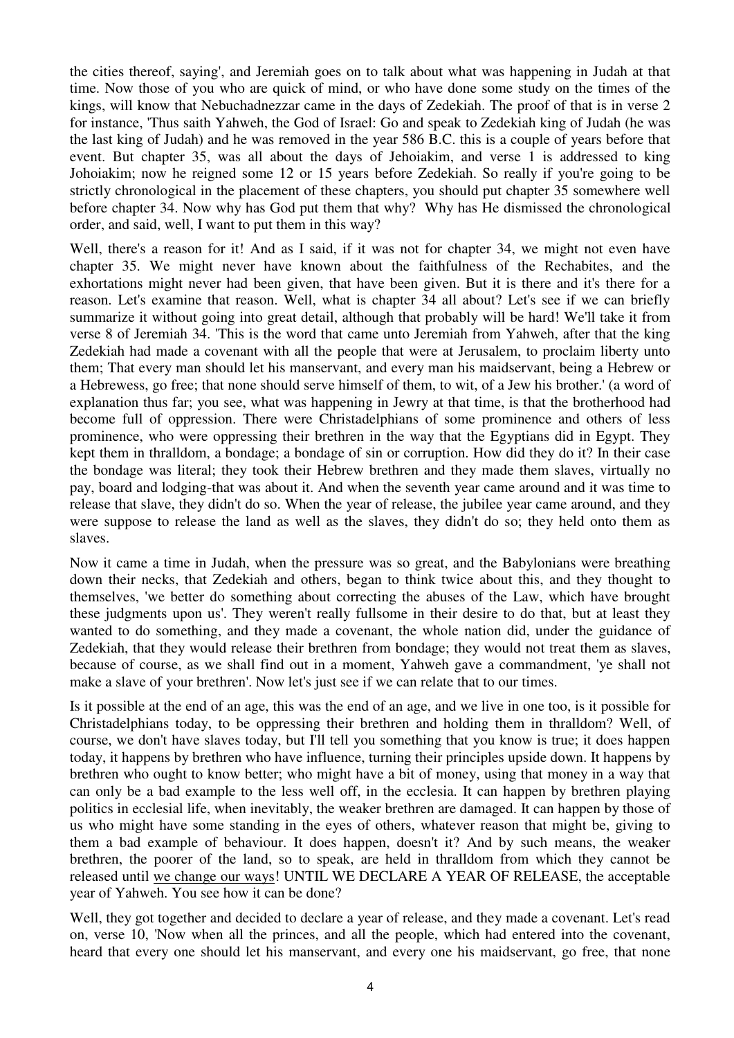the cities thereof, saying', and Jeremiah goes on to talk about what was happening in Judah at that time. Now those of you who are quick of mind, or who have done some study on the times of the kings, will know that Nebuchadnezzar came in the days of Zedekiah. The proof of that is in verse 2 for instance, 'Thus saith Yahweh, the God of Israel: Go and speak to Zedekiah king of Judah (he was the last king of Judah) and he was removed in the year 586 B.C. this is a couple of years before that event. But chapter 35, was all about the days of Jehoiakim, and verse 1 is addressed to king Johoiakim; now he reigned some 12 or 15 years before Zedekiah. So really if you're going to be strictly chronological in the placement of these chapters, you should put chapter 35 somewhere well before chapter 34. Now why has God put them that why? Why has He dismissed the chronological order, and said, well, I want to put them in this way?

Well, there's a reason for it! And as I said, if it was not for chapter 34, we might not even have chapter 35. We might never have known about the faithfulness of the Rechabites, and the exhortations might never had been given, that have been given. But it is there and it's there for a reason. Let's examine that reason. Well, what is chapter 34 all about? Let's see if we can briefly summarize it without going into great detail, although that probably will be hard! We'll take it from verse 8 of Jeremiah 34. 'This is the word that came unto Jeremiah from Yahweh, after that the king Zedekiah had made a covenant with all the people that were at Jerusalem, to proclaim liberty unto them; That every man should let his manservant, and every man his maidservant, being a Hebrew or a Hebrewess, go free; that none should serve himself of them, to wit, of a Jew his brother.' (a word of explanation thus far; you see, what was happening in Jewry at that time, is that the brotherhood had become full of oppression. There were Christadelphians of some prominence and others of less prominence, who were oppressing their brethren in the way that the Egyptians did in Egypt. They kept them in thralldom, a bondage; a bondage of sin or corruption. How did they do it? In their case the bondage was literal; they took their Hebrew brethren and they made them slaves, virtually no pay, board and lodging-that was about it. And when the seventh year came around and it was time to release that slave, they didn't do so. When the year of release, the jubilee year came around, and they were suppose to release the land as well as the slaves, they didn't do so; they held onto them as slaves.

Now it came a time in Judah, when the pressure was so great, and the Babylonians were breathing down their necks, that Zedekiah and others, began to think twice about this, and they thought to themselves, 'we better do something about correcting the abuses of the Law, which have brought these judgments upon us'. They weren't really fullsome in their desire to do that, but at least they wanted to do something, and they made a covenant, the whole nation did, under the guidance of Zedekiah, that they would release their brethren from bondage; they would not treat them as slaves, because of course, as we shall find out in a moment, Yahweh gave a commandment, 'ye shall not make a slave of your brethren'. Now let's just see if we can relate that to our times.

Is it possible at the end of an age, this was the end of an age, and we live in one too, is it possible for Christadelphians today, to be oppressing their brethren and holding them in thralldom? Well, of course, we don't have slaves today, but I'll tell you something that you know is true; it does happen today, it happens by brethren who have influence, turning their principles upside down. It happens by brethren who ought to know better; who might have a bit of money, using that money in a way that can only be a bad example to the less well off, in the ecclesia. It can happen by brethren playing politics in ecclesial life, when inevitably, the weaker brethren are damaged. It can happen by those of us who might have some standing in the eyes of others, whatever reason that might be, giving to them a bad example of behaviour. It does happen, doesn't it? And by such means, the weaker brethren, the poorer of the land, so to speak, are held in thralldom from which they cannot be released until <u>we change our ways</u>! UNTIL WE DECLARE A YEAR OF RELEASE, the acceptable year of Yahweh. You see how it can be done?

Well, they got together and decided to declare a year of release, and they made a covenant. Let's read on, verse 10, 'Now when all the princes, and all the people, which had entered into the covenant, heard that every one should let his manservant, and every one his maidservant, go free, that none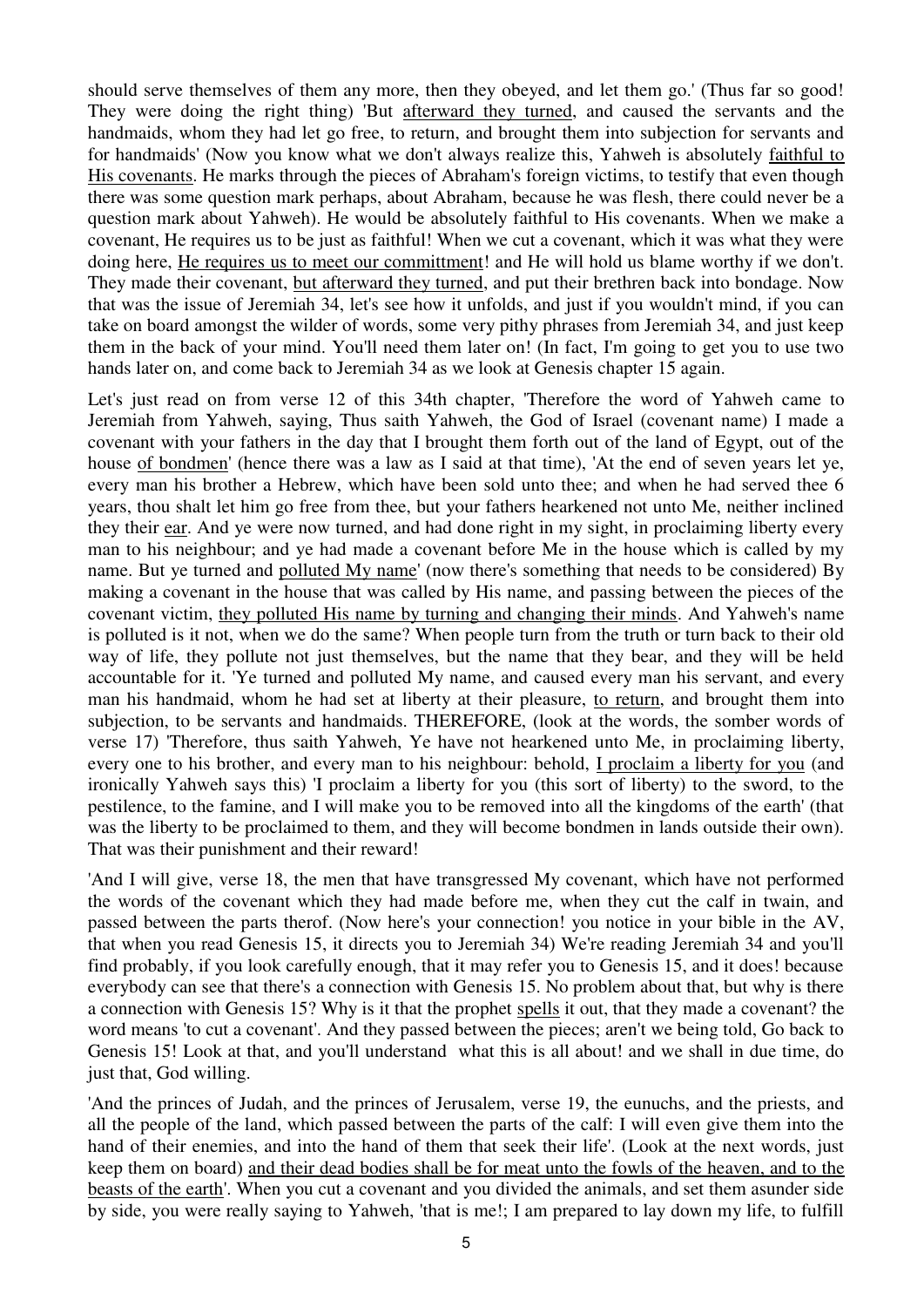should serve themselves of them any more, then they obeyed, and let them go.' (Thus far so good! They were doing the right thing) 'But <u>afterward they turned</u>, and caused the servants and the handmaids, whom they had let go free, to return, and brought them into subjection for servants and for handmaids' (Now you know what we don't always realize this, Yahweh is absolutely <u>faithful to His covenants</u>. He marks through the pieces of Abraham's foreign victims, to testify that even though there was some question mark perhaps, about Abraham, because he was flesh, there could never be a question mark about Yahweh). He would be absolutely faithful to His covenants. When we make a covenant, He requires us to be just as faithful! When we cut a covenant, which it was what they were doing here, <u>He requires us to meet our committment</u>! and He will hold us blame worthy if we don't. They made their covenant, <u>but afterward they turned</u>, and put their brethren back into bondage. Now that was the issue of Jeremiah 34, let's see how it unfolds, and just if you wouldn't mind, if you can take on board amongst the wilder of words, some very pithy phrases from Jeremiah 34, and just keep them in the back of your mind. You'll need them later on! (In fact, I'm going to get you to use two hands later on, and come back to Jeremiah 34 as we look at Genesis chapter 15 again.

Let's just read on from verse 12 of this 34th chapter, 'Therefore the word of Yahweh came to Jeremiah from Yahweh, saying, Thus saith Yahweh, the God of Israel (covenant name) I made a covenant with your fathers in the day that I brought them forth out of the land of Egypt, out of the house <u>of bondmen</u>' (hence there was a law as I said at that time), 'At the end of seven years let ye, every man his brother a Hebrew, which have been sold unto thee; and when he had served thee 6 years, thou shalt let him go free from thee, but your fathers hearkened not unto Me, neither inclined they their <u>ear</u>. And ye were now turned, and had done right in my sight, in proclaiming liberty every man to his neighbour; and ye had made a covenant before Me in the house which is called by my name. But ye turned and <u>polluted My name</u>' (now there's something that needs to be considered) By making a covenant in the house that was called by His name, and passing between the pieces of the covenant victim, <u>they polluted His name by turning and changing their minds</u>. And Yahweh's name is polluted is it not, when we do the same? When people turn from the truth or turn back to their old way of life, they pollute not just themselves, but the name that they bear, and they will be held accountable for it. 'Ye turned and polluted My name, and caused every man his servant, and every man his handmaid, whom he had set at liberty at their pleasure, <u>to return</u>, and brought them into subjection, to be servants and handmaids. THEREFORE, (look at the words, the somber words of verse 17) 'Therefore, thus saith Yahweh, Ye have not hearkened unto Me, in proclaiming liberty, every one to his brother, and every man to his neighbour: behold, <u>I proclaim a liberty for you</u> (and ironically Yahweh says this) 'I proclaim a liberty for you (this sort of liberty) to the sword, to the pestilence, to the famine, and I will make you to be removed into all the kingdoms of the earth' (that was the liberty to be proclaimed to them, and they will become bondmen in lands outside their own). That was their punishment and their reward!

'And I will give, verse 18, the men that have transgressed My covenant, which have not performed the words of the covenant which they had made before me, when they cut the calf in twain, and passed between the parts therof. (Now here's your connection! you notice in your bible in the AV, that when you read Genesis 15, it directs you to Jeremiah 34) We're reading Jeremiah 34 and you'll find probably, if you look carefully enough, that it may refer you to Genesis 15, and it does! because everybody can see that there's a connection with Genesis 15. No problem about that, but why is there a connection with Genesis 15? Why is it that the prophet <u>spells</u> it out, that they made a covenant? the word means 'to cut a covenant'. And they passed between the pieces; aren't we being told, Go back to Genesis 15! Look at that, and you'll understand what this is all about! and we shall in due time, do just that, God willing.

'And the princes of Judah, and the princes of Jerusalem, verse 19, the eunuchs, and the priests, and all the people of the land, which passed between the parts of the calf: I will even give them into the hand of their enemies, and into the hand of them that seek their life'. (Look at the next words, just keep them on board) <u>and their dead bodies shall be for meat unto the fowls of the heaven, and to the beasts of the earth</u>'. When you cut a covenant and you divided the animals, and set them asunder side by side, you were really saying to Yahweh, 'that is me!; I am prepared to lay down my life, to fulfill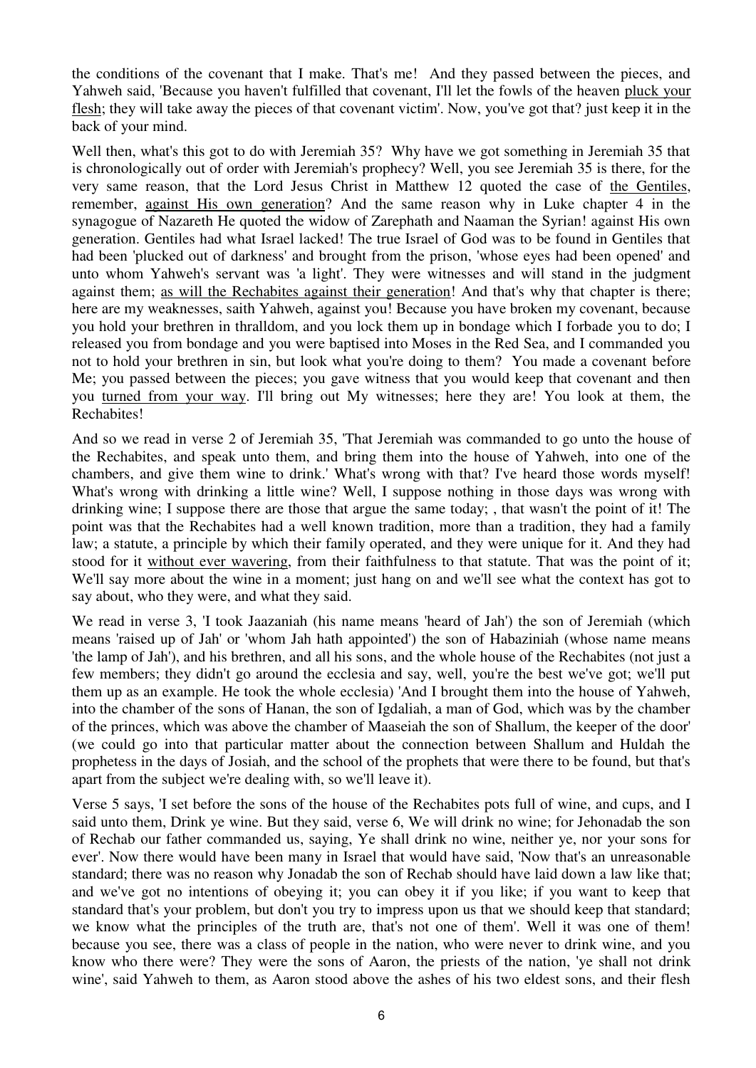the conditions of the covenant that I make. That's me! And they passed between the pieces, and Yahweh said, 'Because you haven't fulfilled that covenant, I'll let the fowls of the heaven <u>pluck your flesh</u>; they will take away the pieces of that covenant victim'. Now, you've got that? just keep it in the back of your mind.

Well then, what's this got to do with Jeremiah 35? Why have we got something in Jeremiah 35 that is chronologically out of order with Jeremiah's prophecy? Well, you see Jeremiah 35 is there, for the very same reason, that the Lord Jesus Christ in Matthew 12 quoted the case of <u>the Gentiles</u>, remember, <u>against His own generation</u>? And the same reason why in Luke chapter 4 in the synagogue of Nazareth He quoted the widow of Zarephath and Naaman the Syrian! against His own generation. Gentiles had what Israel lacked! The true Israel of God was to be found in Gentiles that had been 'plucked out of darkness' and brought from the prison, 'whose eyes had been opened' and unto whom Yahweh's servant was 'a light'. They were witnesses and will stand in the judgment against them; <u>as will the Rechabites against their generation</u>! And that's why that chapter is there; here are my weaknesses, saith Yahweh, against you! Because you have broken my covenant, because you hold your brethren in thralldom, and you lock them up in bondage which I forbade you to do; I released you from bondage and you were baptised into Moses in the Red Sea, and I commanded you not to hold your brethren in sin, but look what you're doing to them? You made a covenant before Me; you passed between the pieces; you gave witness that you would keep that covenant and then you <u>turned from your way</u>. I'll bring out My witnesses; here they are! You look at them, the Rechabites!

And so we read in verse 2 of Jeremiah 35, 'That Jeremiah was commanded to go unto the house of the Rechabites, and speak unto them, and bring them into the house of Yahweh, into one of the chambers, and give them wine to drink.' What's wrong with that? I've heard those words myself! What's wrong with drinking a little wine? Well, I suppose nothing in those days was wrong with drinking wine; I suppose there are those that argue the same today; , that wasn't the point of it! The point was that the Rechabites had a well known tradition, more than a tradition, they had a family law; a statute, a principle by which their family operated, and they were unique for it. And they had stood for it <u>without ever wavering</u>, from their faithfulness to that statute. That was the point of it; We'll say more about the wine in a moment; just hang on and we'll see what the context has got to say about, who they were, and what they said.

We read in verse 3, 'I took Jaazaniah (his name means 'heard of Jah') the son of Jeremiah (which means 'raised up of Jah' or 'whom Jah hath appointed') the son of Habaziniah (whose name means 'the lamp of Jah'), and his brethren, and all his sons, and the whole house of the Rechabites (not just a few members; they didn't go around the ecclesia and say, well, you're the best we've got; we'll put them up as an example. He took the whole ecclesia) 'And I brought them into the house of Yahweh, into the chamber of the sons of Hanan, the son of Igdaliah, a man of God, which was by the chamber of the princes, which was above the chamber of Maaseiah the son of Shallum, the keeper of the door' (we could go into that particular matter about the connection between Shallum and Huldah the prophetess in the days of Josiah, and the school of the prophets that were there to be found, but that's apart from the subject we're dealing with, so we'll leave it).

Verse 5 says, 'I set before the sons of the house of the Rechabites pots full of wine, and cups, and I said unto them, Drink ye wine. But they said, verse 6, We will drink no wine; for Jehonadab the son of Rechab our father commanded us, saying, Ye shall drink no wine, neither ye, nor your sons for ever'. Now there would have been many in Israel that would have said, 'Now that's an unreasonable standard; there was no reason why Jonadab the son of Rechab should have laid down a law like that; and we've got no intentions of obeying it; you can obey it if you like; if you want to keep that standard that's your problem, but don't you try to impress upon us that we should keep that standard; we know what the principles of the truth are, that's not one of them'. Well it was one of them! because you see, there was a class of people in the nation, who were never to drink wine, and you know who there were? They were the sons of Aaron, the priests of the nation, 'ye shall not drink wine', said Yahweh to them, as Aaron stood above the ashes of his two eldest sons, and their flesh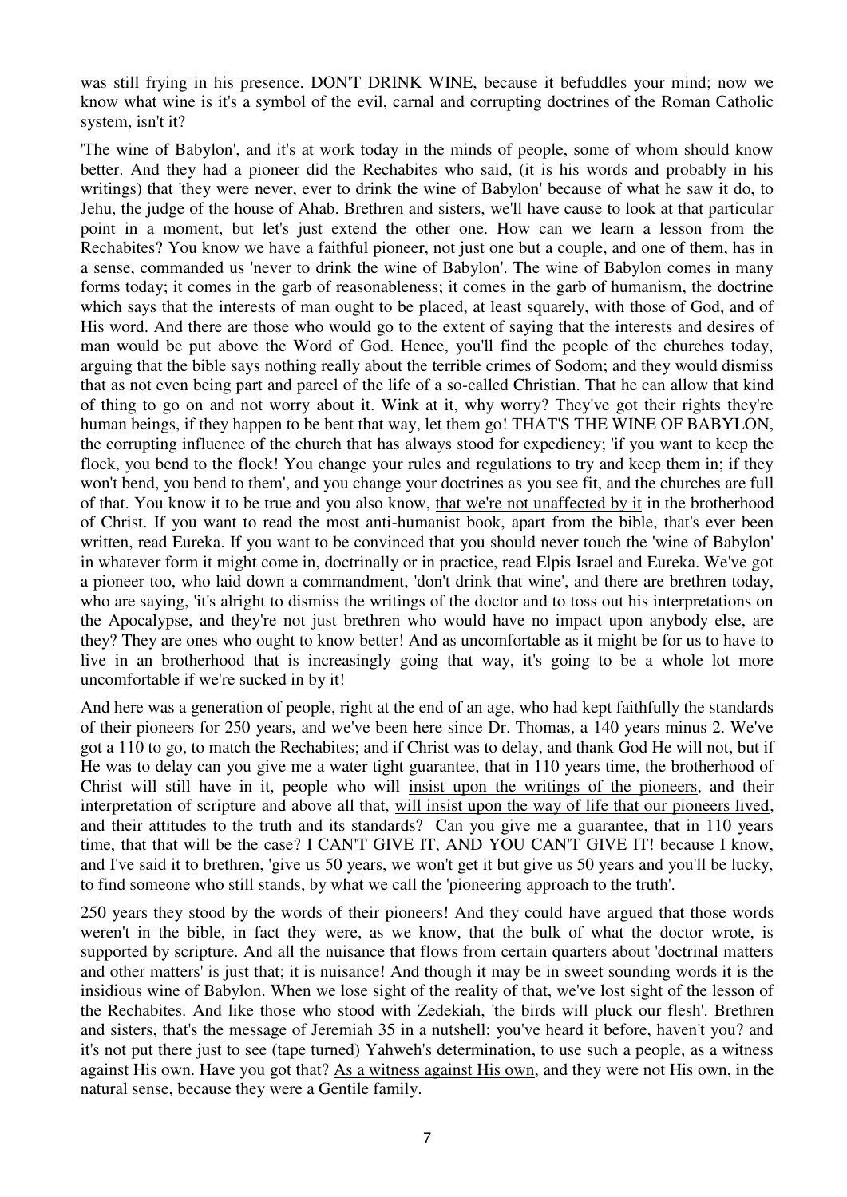was still frying in his presence. DON'T DRINK WINE, because it befuddles your mind; now we know what wine is it's a symbol of the evil, carnal and corrupting doctrines of the Roman Catholic system, isn't it?

'The wine of Babylon', and it's at work today in the minds of people, some of whom should know better. And they had a pioneer did the Rechabites who said, (it is his words and probably in his writings) that 'they were never, ever to drink the wine of Babylon' because of what he saw it do, to Jehu, the judge of the house of Ahab. Brethren and sisters, we'll have cause to look at that particular point in a moment, but let's just extend the other one. How can we learn a lesson from the Rechabites? You know we have a faithful pioneer, not just one but a couple, and one of them, has in a sense, commanded us 'never to drink the wine of Babylon'. The wine of Babylon comes in many forms today; it comes in the garb of reasonableness; it comes in the garb of humanism, the doctrine which says that the interests of man ought to be placed, at least squarely, with those of God, and of His word. And there are those who would go to the extent of saying that the interests and desires of man would be put above the Word of God. Hence, you'll find the people of the churches today, arguing that the bible says nothing really about the terrible crimes of Sodom; and they would dismiss that as not even being part and parcel of the life of a so-called Christian. That he can allow that kind of thing to go on and not worry about it. Wink at it, why worry? They've got their rights they're human beings, if they happen to be bent that way, let them go! THAT'S THE WINE OF BABYLON, the corrupting influence of the church that has always stood for expediency; 'if you want to keep the flock, you bend to the flock! You change your rules and regulations to try and keep them in; if they won't bend, you bend to them', and you change your doctrines as you see fit, and the churches are full of that. You know it to be true and you also know, <u>that we're not unaffected by it</u> in the brotherhood of Christ. If you want to read the most anti-humanist book, apart from the bible, that's ever been written, read Eureka. If you want to be convinced that you should never touch the 'wine of Babylon' in whatever form it might come in, doctrinally or in practice, read Elpis Israel and Eureka. We've got a pioneer too, who laid down a commandment, 'don't drink that wine', and there are brethren today, who are saying, 'it's alright to dismiss the writings of the doctor and to toss out his interpretations on the Apocalypse, and they're not just brethren who would have no impact upon anybody else, are they? They are ones who ought to know better! And as uncomfortable as it might be for us to have to live in an brotherhood that is increasingly going that way, it's going to be a whole lot more uncomfortable if we're sucked in by it!

And here was a generation of people, right at the end of an age, who had kept faithfully the standards of their pioneers for 250 years, and we've been here since Dr. Thomas, a 140 years minus 2. We've got a 110 to go, to match the Rechabites; and if Christ was to delay, and thank God He will not, but if He was to delay can you give me a water tight guarantee, that in 110 years time, the brotherhood of Christ will still have in it, people who will <u>insist upon the writings of the pioneers</u>, and their interpretation of scripture and above all that, <u>will insist upon the way of life that our pioneers lived</u>, and their attitudes to the truth and its standards? Can you give me a guarantee, that in 110 years time, that that will be the case? I CAN'T GIVE IT, AND YOU CAN'T GIVE IT! because I know, and I've said it to brethren, 'give us 50 years, we won't get it but give us 50 years and you'll be lucky, to find someone who still stands, by what we call the 'pioneering approach to the truth'.

250 years they stood by the words of their pioneers! And they could have argued that those words weren't in the bible, in fact they were, as we know, that the bulk of what the doctor wrote, is supported by scripture. And all the nuisance that flows from certain quarters about 'doctrinal matters and other matters' is just that; it is nuisance! And though it may be in sweet sounding words it is the insidious wine of Babylon. When we lose sight of the reality of that, we've lost sight of the lesson of the Rechabites. And like those who stood with Zedekiah, 'the birds will pluck our flesh'. Brethren and sisters, that's the message of Jeremiah 35 in a nutshell; you've heard it before, haven't you? and it's not put there just to see (tape turned) Yahweh's determination, to use such a people, as a witness against His own. Have you got that? <u>As a witness against His own</u>, and they were not His own, in the natural sense, because they were a Gentile family.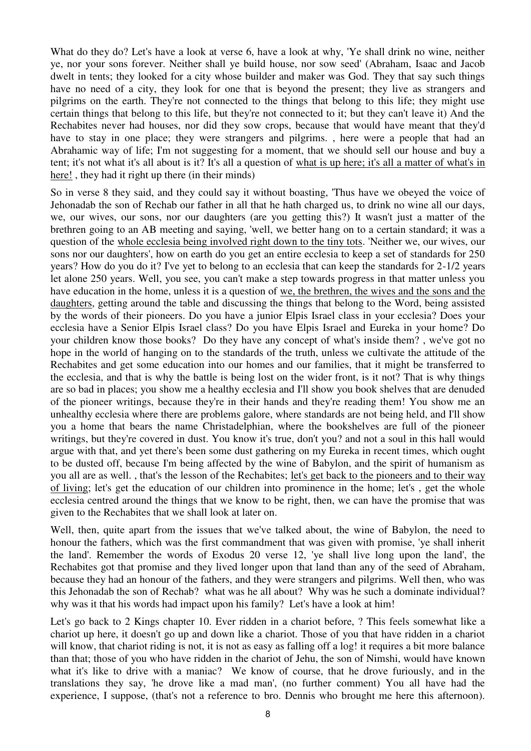What do they do? Let's have a look at verse 6, have a look at why, 'Ye shall drink no wine, neither ye, nor your sons forever. Neither shall ye build house, nor sow seed' (Abraham, Isaac and Jacob dwelt in tents; they looked for a city whose builder and maker was God. They that say such things have no need of a city, they look for one that is beyond the present; they live as strangers and pilgrims on the earth. They're not connected to the things that belong to this life; they might use certain things that belong to this life, but they're not connected to it; but they can't leave it) And the Rechabites never had houses, nor did they sow crops, because that would have meant that they'd have to stay in one place; they were strangers and pilgrims. , here were a people that had an Abrahamic way of life; I'm not suggesting for a moment, that we should sell our house and buy a tent; it's not what it's all about is it? It's all a question of <u>what is up here; it's all a matter of what's in here!</u> , they had it right up there (in their minds)

So in verse 8 they said, and they could say it without boasting, 'Thus have we obeyed the voice of Jehonadab the son of Rechab our father in all that he hath charged us, to drink no wine all our days, we, our wives, our sons, nor our daughters (are you getting this?) It wasn't just a matter of the brethren going to an AB meeting and saying, 'well, we better hang on to a certain standard; it was a question of the <u>whole ecclesia being involved right down to the tiny tots</u>. 'Neither we, our wives, our sons nor our daughters', how on earth do you get an entire ecclesia to keep a set of standards for 250 years? How do you do it? I've yet to belong to an ecclesia that can keep the standards for 2-1/2 years let alone 250 years. Well, you see, you can't make a step towards progress in that matter unless you have education in the home, unless it is a question of <u>we, the brethren, the wives and the sons and the daughters</u>, getting around the table and discussing the things that belong to the Word, being assisted by the words of their pioneers. Do you have a junior Elpis Israel class in your ecclesia? Does your ecclesia have a Senior Elpis Israel class? Do you have Elpis Israel and Eureka in your home? Do your children know those books? Do they have any concept of what's inside them? , we've got no hope in the world of hanging on to the standards of the truth, unless we cultivate the attitude of the Rechabites and get some education into our homes and our families, that it might be transferred to the ecclesia, and that is why the battle is being lost on the wider front, is it not? That is why things are so bad in places; you show me a healthy ecclesia and I'll show you book shelves that are denuded of the pioneer writings, because they're in their hands and they're reading them! You show me an unhealthy ecclesia where there are problems galore, where standards are not being held, and I'll show you a home that bears the name Christadelphian, where the bookshelves are full of the pioneer writings, but they're covered in dust. You know it's true, don't you? and not a soul in this hall would argue with that, and yet there's been some dust gathering on my Eureka in recent times, which ought to be dusted off, because I'm being affected by the wine of Babylon, and the spirit of humanism as you all are as well. , that's the lesson of the Rechabites; <u>let's get back to the pioneers and to their way of living</u>; let's get the education of our children into prominence in the home; let's , get the whole ecclesia centred around the things that we know to be right, then, we can have the promise that was given to the Rechabites that we shall look at later on.

Well, then, quite apart from the issues that we've talked about, the wine of Babylon, the need to honour the fathers, which was the first commandment that was given with promise, 'ye shall inherit the land'. Remember the words of Exodus 20 verse 12, 'ye shall live long upon the land', the Rechabites got that promise and they lived longer upon that land than any of the seed of Abraham, because they had an honour of the fathers, and they were strangers and pilgrims. Well then, who was this Jehonadab the son of Rechab? what was he all about? Why was he such a dominate individual? why was it that his words had impact upon his family? Let's have a look at him!

Let's go back to 2 Kings chapter 10. Ever ridden in a chariot before, ? This feels somewhat like a chariot up here, it doesn't go up and down like a chariot. Those of you that have ridden in a chariot will know, that chariot riding is not, it is not as easy as falling off a log! it requires a bit more balance than that; those of you who have ridden in the chariot of Jehu, the son of Nimshi, would have known what it's like to drive with a maniac? We know of course, that he drove furiously, and in the translations they say, 'he drove like a mad man', (no further comment) You all have had the experience, I suppose, (that's not a reference to bro. Dennis who brought me here this afternoon).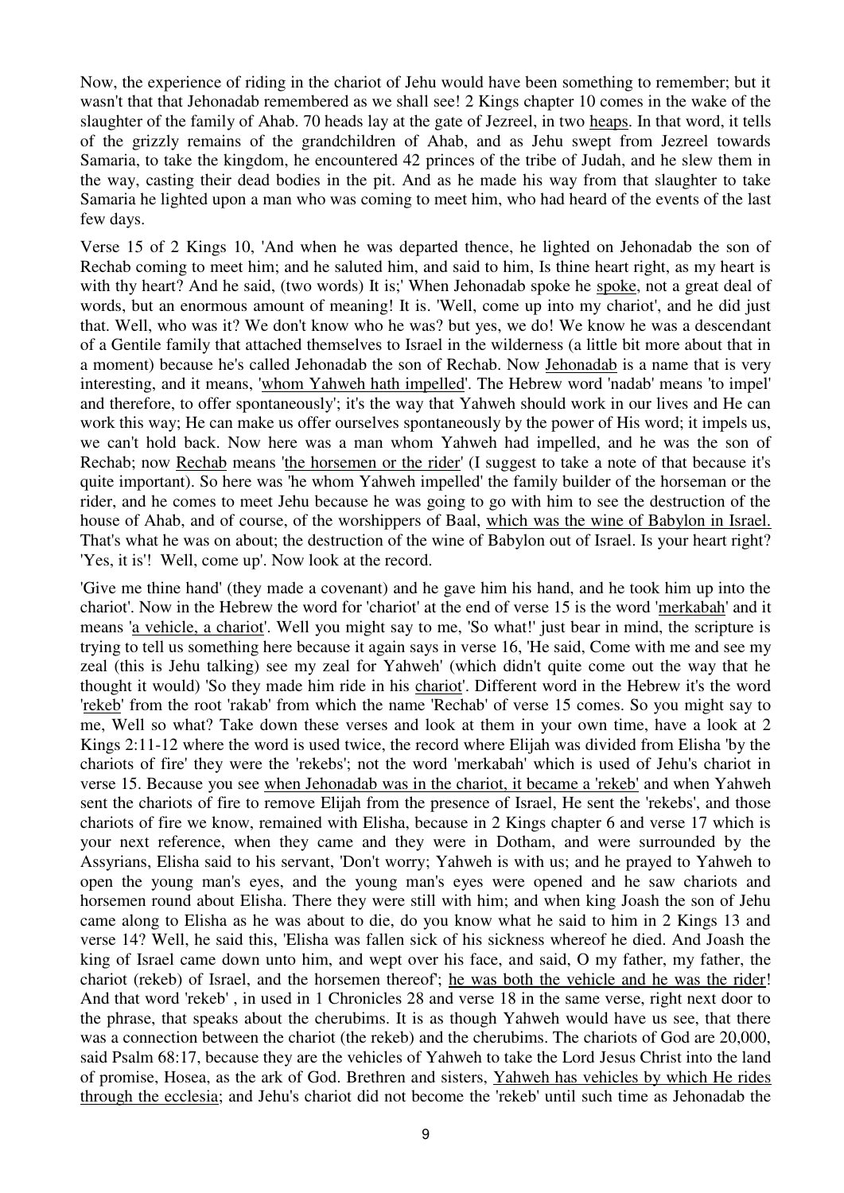Now, the experience of riding in the chariot of Jehu would have been something to remember; but it wasn't that that Jehonadab remembered as we shall see! 2 Kings chapter 10 comes in the wake of the slaughter of the family of Ahab. 70 heads lay at the gate of Jezreel, in two <u>heaps</u>. In that word, it tells of the grizzly remains of the grandchildren of Ahab, and as Jehu swept from Jezreel towards Samaria, to take the kingdom, he encountered 42 princes of the tribe of Judah, and he slew them in the way, casting their dead bodies in the pit. And as he made his way from that slaughter to take Samaria he lighted upon a man who was coming to meet him, who had heard of the events of the last few days.

Verse 15 of 2 Kings 10, 'And when he was departed thence, he lighted on Jehonadab the son of Rechab coming to meet him; and he saluted him, and said to him, Is thine heart right, as my heart is with thy heart? And he said, (two words) It is;' When Jehonadab spoke he <u>spoke</u>, not a great deal of words, but an enormous amount of meaning! It is. 'Well, come up into my chariot', and he did just that. Well, who was it? We don't know who he was? but yes, we do! We know he was a descendant of a Gentile family that attached themselves to Israel in the wilderness (a little bit more about that in a moment) because he's called Jehonadab the son of Rechab. Now <u>Jehonadab</u> is a name that is very interesting, and it means, '<u>whom Yahweh hath impelled</u>'. The Hebrew word 'nadab' means 'to impel' and therefore, to offer spontaneously'; it's the way that Yahweh should work in our lives and He can work this way; He can make us offer ourselves spontaneously by the power of His word; it impels us, we can't hold back. Now here was a man whom Yahweh had impelled, and he was the son of Rechab; now <u>Rechab</u> means '<u>the horsemen or the rider</u>' (I suggest to take a note of that because it's quite important). So here was 'he whom Yahweh impelled' the family builder of the horseman or the rider, and he comes to meet Jehu because he was going to go with him to see the destruction of the house of Ahab, and of course, of the worshippers of Baal, <u>which was the wine of Babylon in Israel.</u> That's what he was on about; the destruction of the wine of Babylon out of Israel. Is your heart right? 'Yes, it is'! Well, come up'. Now look at the record.

'Give me thine hand' (they made a covenant) and he gave him his hand, and he took him up into the chariot'. Now in the Hebrew the word for 'chariot' at the end of verse 15 is the word '<u>merkabah</u>' and it means '<u>a vehicle, a chariot</u>'. Well you might say to me, 'So what!' just bear in mind, the scripture is trying to tell us something here because it again says in verse 16, 'He said, Come with me and see my zeal (this is Jehu talking) see my zeal for Yahweh' (which didn't quite come out the way that he thought it would) 'So they made him ride in his <u>chariot</u>'. Different word in the Hebrew it's the word '<u>rekeb</u>' from the root 'rakab' from which the name 'Rechab' of verse 15 comes. So you might say to me, Well so what? Take down these verses and look at them in your own time, have a look at 2 Kings 2:11-12 where the word is used twice, the record where Elijah was divided from Elisha 'by the chariots of fire' they were the 'rekebs'; not the word 'merkabah' which is used of Jehu's chariot in verse 15. Because you see <u>when Jehonadab was in the chariot, it became a 'rekeb'</u> and when Yahweh sent the chariots of fire to remove Elijah from the presence of Israel, He sent the 'rekebs', and those chariots of fire we know, remained with Elisha, because in 2 Kings chapter 6 and verse 17 which is your next reference, when they came and they were in Dotham, and were surrounded by the Assyrians, Elisha said to his servant, 'Don't worry; Yahweh is with us; and he prayed to Yahweh to open the young man's eyes, and the young man's eyes were opened and he saw chariots and horsemen round about Elisha. There they were still with him; and when king Joash the son of Jehu came along to Elisha as he was about to die, do you know what he said to him in 2 Kings 13 and verse 14? Well, he said this, 'Elisha was fallen sick of his sickness whereof he died. And Joash the king of Israel came down unto him, and wept over his face, and said, O my father, my father, the chariot (rekeb) of Israel, and the horsemen thereof'; <u>he was both the vehicle and he was the rider</u>! And that word 'rekeb' , in used in 1 Chronicles 28 and verse 18 in the same verse, right next door to the phrase, that speaks about the cherubims. It is as though Yahweh would have us see, that there was a connection between the chariot (the rekeb) and the cherubims. The chariots of God are 20,000, said Psalm 68:17, because they are the vehicles of Yahweh to take the Lord Jesus Christ into the land of promise, Hosea, as the ark of God. Brethren and sisters, <u>Yahweh has vehicles by which He rides through the ecclesia</u>; and Jehu's chariot did not become the 'rekeb' until such time as Jehonadab the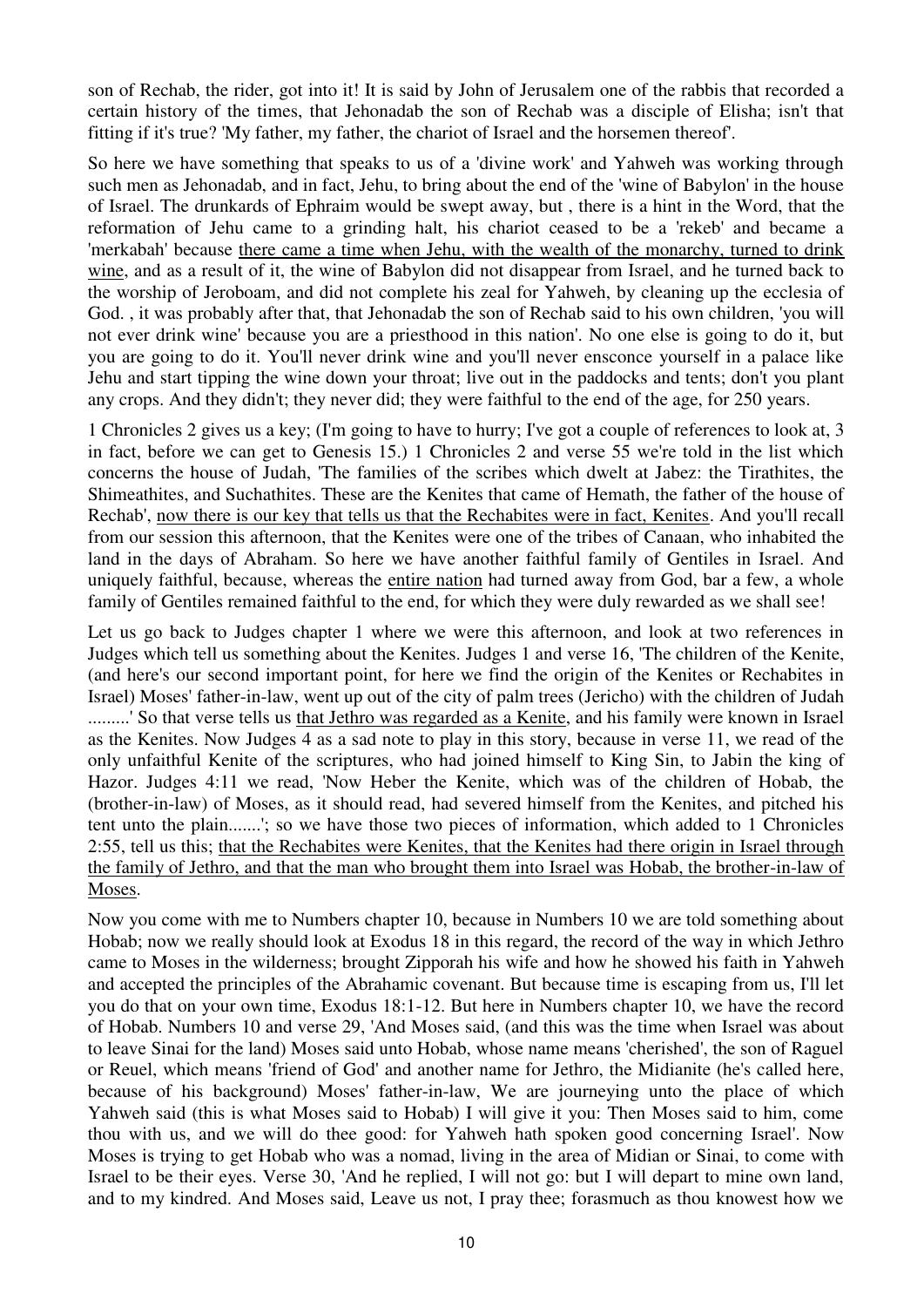son of Rechab, the rider, got into it! It is said by John of Jerusalem one of the rabbis that recorded a certain history of the times, that Jehonadab the son of Rechab was a disciple of Elisha; isn't that fitting if it's true? 'My father, my father, the chariot of Israel and the horsemen thereof'.

So here we have something that speaks to us of a 'divine work' and Yahweh was working through such men as Jehonadab, and in fact, Jehu, to bring about the end of the 'wine of Babylon' in the house of Israel. The drunkards of Ephraim would be swept away, but , there is a hint in the Word, that the reformation of Jehu came to a grinding halt, his chariot ceased to be a 'rekeb' and became a 'merkabah' because <u>there came a time when Jehu, with the wealth of the monarchy, turned to drink wine</u>, and as a result of it, the wine of Babylon did not disappear from Israel, and he turned back to the worship of Jeroboam, and did not complete his zeal for Yahweh, by cleaning up the ecclesia of God. , it was probably after that, that Jehonadab the son of Rechab said to his own children, 'you will not ever drink wine' because you are a priesthood in this nation'. No one else is going to do it, but you are going to do it. You'll never drink wine and you'll never ensconce yourself in a palace like Jehu and start tipping the wine down your throat; live out in the paddocks and tents; don't you plant any crops. And they didn't; they never did; they were faithful to the end of the age, for 250 years.

1 Chronicles 2 gives us a key; (I'm going to have to hurry; I've got a couple of references to look at, 3 in fact, before we can get to Genesis 15.) 1 Chronicles 2 and verse 55 we're told in the list which concerns the house of Judah, 'The families of the scribes which dwelt at Jabez: the Tirathites, the Shimeathites, and Suchathites. These are the Kenites that came of Hemath, the father of the house of Rechab', <u>now there is our key that tells us that the Rechabites were in fact, Kenites</u>. And you'll recall from our session this afternoon, that the Kenites were one of the tribes of Canaan, who inhabited the land in the days of Abraham. So here we have another faithful family of Gentiles in Israel. And uniquely faithful, because, whereas the <u>entire nation</u> had turned away from God, bar a few, a whole family of Gentiles remained faithful to the end, for which they were duly rewarded as we shall see!

Let us go back to Judges chapter 1 where we were this afternoon, and look at two references in Judges which tell us something about the Kenites. Judges 1 and verse 16, 'The children of the Kenite, (and here's our second important point, for here we find the origin of the Kenites or Rechabites in Israel) Moses' father-in-law, went up out of the city of palm trees (Jericho) with the children of Judah .........' So that verse tells us <u>that Jethro was regarded as a Kenite</u>, and his family were known in Israel as the Kenites. Now Judges 4 as a sad note to play in this story, because in verse 11, we read of the only unfaithful Kenite of the scriptures, who had joined himself to King Sin, to Jabin the king of Hazor. Judges 4:11 we read, 'Now Heber the Kenite, which was of the children of Hobab, the (brother-in-law) of Moses, as it should read, had severed himself from the Kenites, and pitched his tent unto the plain.......'; so we have those two pieces of information, which added to 1 Chronicles 2:55, tell us this; <u>that the Rechabites were Kenites, that the Kenites had there origin in Israel through the family of Jethro, and that the man who brought them into Israel was Hobab, the brother-in-law of Moses</u>.

Now you come with me to Numbers chapter 10, because in Numbers 10 we are told something about Hobab; now we really should look at Exodus 18 in this regard, the record of the way in which Jethro came to Moses in the wilderness; brought Zipporah his wife and how he showed his faith in Yahweh and accepted the principles of the Abrahamic covenant. But because time is escaping from us, I'll let you do that on your own time, Exodus 18:1-12. But here in Numbers chapter 10, we have the record of Hobab. Numbers 10 and verse 29, 'And Moses said, (and this was the time when Israel was about to leave Sinai for the land) Moses said unto Hobab, whose name means 'cherished', the son of Raguel or Reuel, which means 'friend of God' and another name for Jethro, the Midianite (he's called here, because of his background) Moses' father-in-law, We are journeying unto the place of which Yahweh said (this is what Moses said to Hobab) I will give it you: Then Moses said to him, come thou with us, and we will do thee good: for Yahweh hath spoken good concerning Israel'. Now Moses is trying to get Hobab who was a nomad, living in the area of Midian or Sinai, to come with Israel to be their eyes. Verse 30, 'And he replied, I will not go: but I will depart to mine own land, and to my kindred. And Moses said, Leave us not, I pray thee; forasmuch as thou knowest how we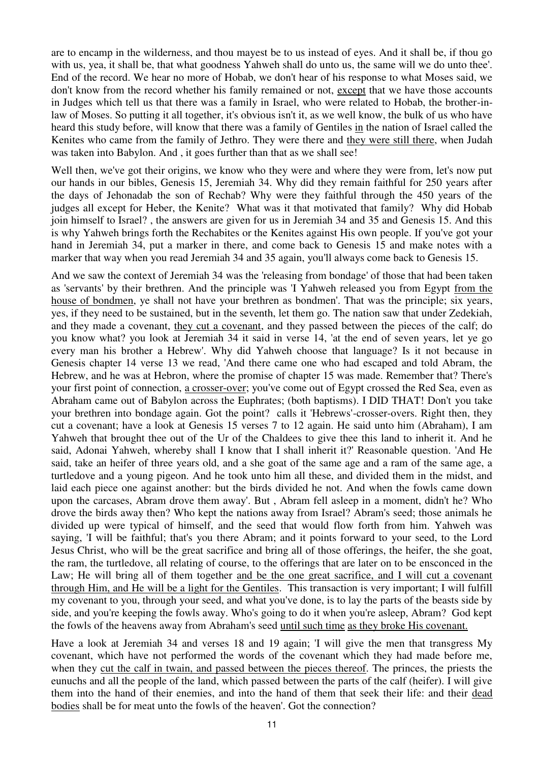are to encamp in the wilderness, and thou mayest be to us instead of eyes. And it shall be, if thou go with us, yea, it shall be, that what goodness Yahweh shall do unto us, the same will we do unto thee'. End of the record. We hear no more of Hobab, we don't hear of his response to what Moses said, we don't know from the record whether his family remained or not, <u>except</u> that we have those accounts in Judges which tell us that there was a family in Israel, who were related to Hobab, the brother-in-law of Moses. So putting it all together, it's obvious isn't it, as we well know, the bulk of us who have heard this study before, will know that there was a family of Gentiles <u>in</u> the nation of Israel called the Kenites who came from the family of Jethro. They were there and <u>they were still there</u>, when Judah was taken into Babylon. And , it goes further than that as we shall see!

Well then, we've got their origins, we know who they were and where they were from, let's now put our hands in our bibles, Genesis 15, Jeremiah 34. Why did they remain faithful for 250 years after the days of Jehonadab the son of Rechab? Why were they faithful through the 450 years of the judges all except for Heber, the Kenite? What was it that motivated that family? Why did Hobab join himself to Israel? , the answers are given for us in Jeremiah 34 and 35 and Genesis 15. And this is why Yahweh brings forth the Rechabites or the Kenites against His own people. If you've got your hand in Jeremiah 34, put a marker in there, and come back to Genesis 15 and make notes with a marker that way when you read Jeremiah 34 and 35 again, you'll always come back to Genesis 15.

And we saw the context of Jeremiah 34 was the 'releasing from bondage' of those that had been taken as 'servants' by their brethren. And the principle was 'I Yahweh released you from Egypt <u>from the house of bondmen</u>, ye shall not have your brethren as bondmen'. That was the principle; six years, yes, if they need to be sustained, but in the seventh, let them go. The nation saw that under Zedekiah, and they made a covenant, <u>they cut a covenant</u>, and they passed between the pieces of the calf; do you know what? you look at Jeremiah 34 it said in verse 14, 'at the end of seven years, let ye go every man his brother a Hebrew'. Why did Yahweh choose that language? Is it not because in Genesis chapter 14 verse 13 we read, 'And there came one who had escaped and told Abram, the Hebrew, and he was at Hebron, where the promise of chapter 15 was made. Remember that? There's your first point of connection, <u>a crosser-over</u>; you've come out of Egypt crossed the Red Sea, even as Abraham came out of Babylon across the Euphrates; (both baptisms). I DID THAT! Don't you take your brethren into bondage again. Got the point? calls it 'Hebrews'-crosser-overs. Right then, they cut a covenant; have a look at Genesis 15 verses 7 to 12 again. He said unto him (Abraham), I am Yahweh that brought thee out of the Ur of the Chaldees to give thee this land to inherit it. And he said, Adonai Yahweh, whereby shall I know that I shall inherit it?' Reasonable question. 'And He said, take an heifer of three years old, and a she goat of the same age and a ram of the same age, a turtledove and a young pigeon. And he took unto him all these, and divided them in the midst, and laid each piece one against another: but the birds divided he not. And when the fowls came down upon the carcases, Abram drove them away'. But , Abram fell asleep in a moment, didn't he? Who drove the birds away then? Who kept the nations away from Israel? Abram's seed; those animals he divided up were typical of himself, and the seed that would flow forth from him. Yahweh was saying, 'I will be faithful; that's you there Abram; and it points forward to your seed, to the Lord Jesus Christ, who will be the great sacrifice and bring all of those offerings, the heifer, the she goat, the ram, the turtledove, all relating of course, to the offerings that are later on to be ensconced in the Law; He will bring all of them together <u>and be the one great sacrifice, and I will cut a covenant through Him, and He will be a light for the Gentiles</u>. This transaction is very important; I will fulfill my covenant to you, through your seed, and what you've done, is to lay the parts of the beasts side by side, and you're keeping the fowls away. Who's going to do it when you're asleep, Abram? God kept the fowls of the heavens away from Abraham's seed <u>until such time</u> <u>as they broke His covenant.</u>

Have a look at Jeremiah 34 and verses 18 and 19 again; 'I will give the men that transgress My covenant, which have not performed the words of the covenant which they had made before me, when they <u>cut the calf in twain, and passed between the pieces thereof</u>. The princes, the priests the eunuchs and all the people of the land, which passed between the parts of the calf (heifer). I will give them into the hand of their enemies, and into the hand of them that seek their life: and their <u>dead bodies</u> shall be for meat unto the fowls of the heaven'. Got the connection?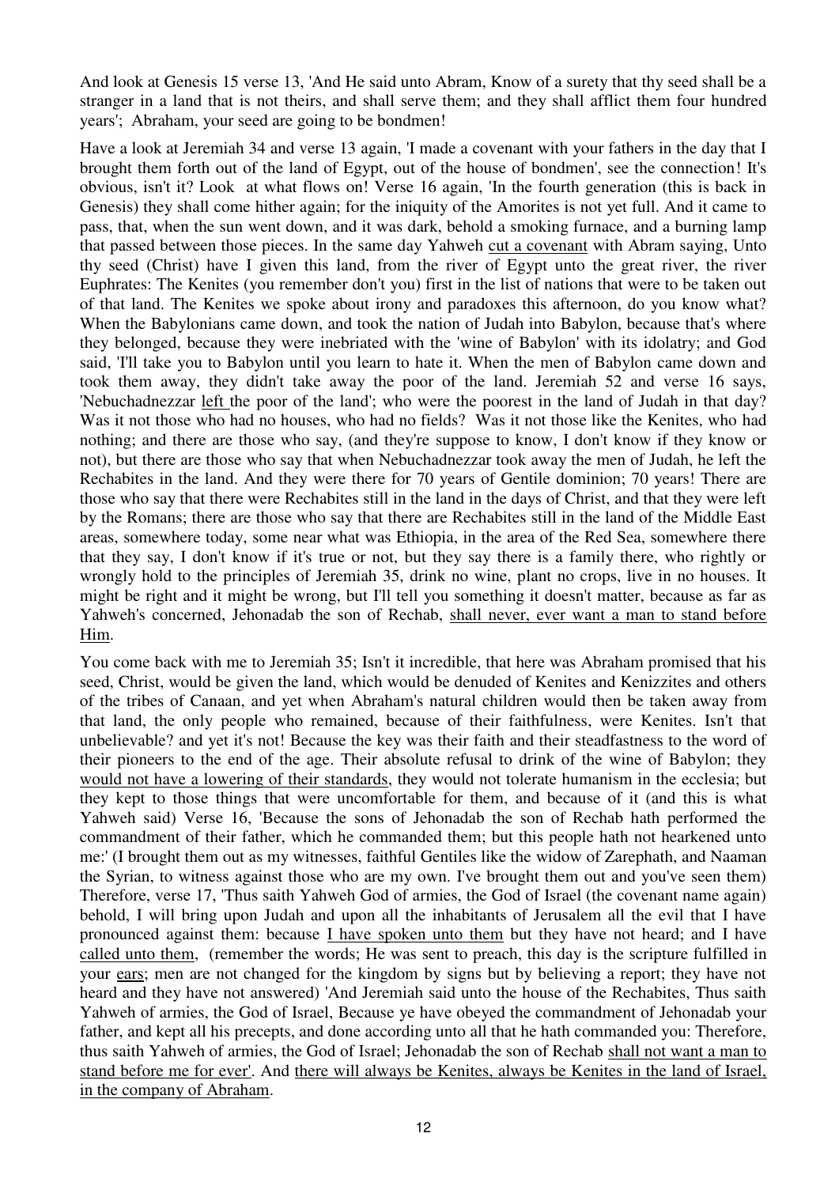And look at Genesis 15 verse 13, 'And He said unto Abram, Know of a surety that thy seed shall be a stranger in a land that is not theirs, and shall serve them; and they shall afflict them four hundred years'; Abraham, your seed are going to be bondmen!

Have a look at Jeremiah 34 and verse 13 again, 'I made a covenant with your fathers in the day that I brought them forth out of the land of Egypt, out of the house of bondmen', see the connection! It's obvious, isn't it? Look at what flows on! Verse 16 again, 'In the fourth generation (this is back in Genesis) they shall come hither again; for the iniquity of the Amorites is not yet full. And it came to pass, that, when the sun went down, and it was dark, behold a smoking furnace, and a burning lamp that passed between those pieces. In the same day Yahweh <u>cut a covenant</u> with Abram saying, Unto thy seed (Christ) have I given this land, from the river of Egypt unto the great river, the river Euphrates: The Kenites (you remember don't you) first in the list of nations that were to be taken out of that land. The Kenites we spoke about irony and paradoxes this afternoon, do you know what? When the Babylonians came down, and took the nation of Judah into Babylon, because that's where they belonged, because they were inebriated with the 'wine of Babylon' with its idolatry; and God said, 'I'll take you to Babylon until you learn to hate it. When the men of Babylon came down and took them away, they didn't take away the poor of the land. Jeremiah 52 and verse 16 says, 'Nebuchadnezzar <u>left</u> the poor of the land'; who were the poorest in the land of Judah in that day? Was it not those who had no houses, who had no fields? Was it not those like the Kenites, who had nothing; and there are those who say, (and they're suppose to know, I don't know if they know or not), but there are those who say that when Nebuchadnezzar took away the men of Judah, he left the Rechabites in the land. And they were there for 70 years of Gentile dominion; 70 years! There are those who say that there were Rechabites still in the land in the days of Christ, and that they were left by the Romans; there are those who say that there are Rechabites still in the land of the Middle East areas, somewhere today, some near what was Ethiopia, in the area of the Red Sea, somewhere there that they say, I don't know if it's true or not, but they say there is a family there, who rightly or wrongly hold to the principles of Jeremiah 35, drink no wine, plant no crops, live in no houses. It might be right and it might be wrong, but I'll tell you something it doesn't matter, because as far as Yahweh's concerned, Jehonadab the son of Rechab, <u>shall never, ever want a man to stand before Him</u>.

You come back with me to Jeremiah 35; Isn't it incredible, that here was Abraham promised that his seed, Christ, would be given the land, which would be denuded of Kenites and Kenizzites and others of the tribes of Canaan, and yet when Abraham's natural children would then be taken away from that land, the only people who remained, because of their faithfulness, were Kenites. Isn't that unbelievable? and yet it's not! Because the key was their faith and their steadfastness to the word of their pioneers to the end of the age. Their absolute refusal to drink of the wine of Babylon; they <u>would not have a lowering of their standards</u>, they would not tolerate humanism in the ecclesia; but they kept to those things that were uncomfortable for them, and because of it (and this is what Yahweh said) Verse 16, 'Because the sons of Jehonadab the son of Rechab hath performed the commandment of their father, which he commanded them; but this people hath not hearkened unto me:' (I brought them out as my witnesses, faithful Gentiles like the widow of Zarephath, and Naaman the Syrian, to witness against those who are my own. I've brought them out and you've seen them) Therefore, verse 17, 'Thus saith Yahweh God of armies, the God of Israel (the covenant name again) behold, I will bring upon Judah and upon all the inhabitants of Jerusalem all the evil that I have pronounced against them: because <u>I have spoken unto them</u> but they have not heard; and I have <u>called unto them</u>, (remember the words; He was sent to preach, this day is the scripture fulfilled in your <u>ears</u>; men are not changed for the kingdom by signs but by believing a report; they have not heard and they have not answered) 'And Jeremiah said unto the house of the Rechabites, Thus saith Yahweh of armies, the God of Israel, Because ye have obeyed the commandment of Jehonadab your father, and kept all his precepts, and done according unto all that he hath commanded you: Therefore, thus saith Yahweh of armies, the God of Israel; Jehonadab the son of Rechab <u>shall not want a man to stand before me for ever</u>'. And <u>there will always be Kenites, always be Kenites in the land of Israel, in the company of Abraham</u>.